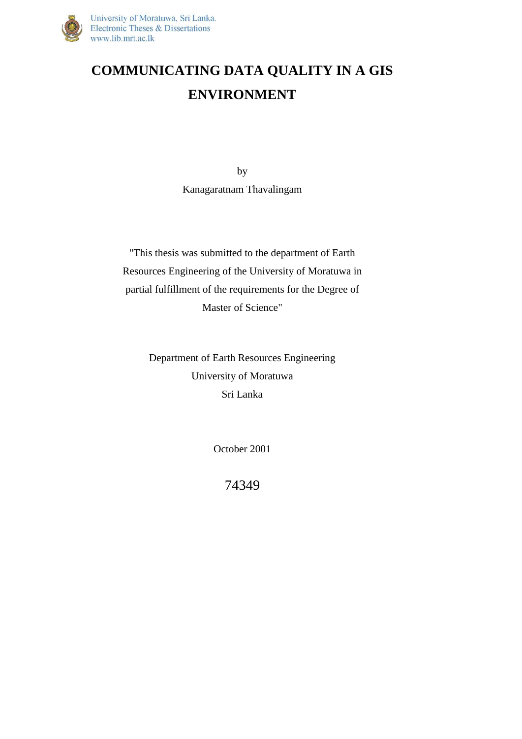# COMMUNICATING DATA QUALITY IN A GIS ENVIRONMENT

by

Kanagaratnam Thavalingam

"This thesis was submitted to the department of Earth Resources Engineering of the University of Moratuwa in partial fulfillment of the requirements for the Degree of Master of Science"

Department of Earth Resources Engineering

University of Moratuwa

Sri Lanka

October 2001

74349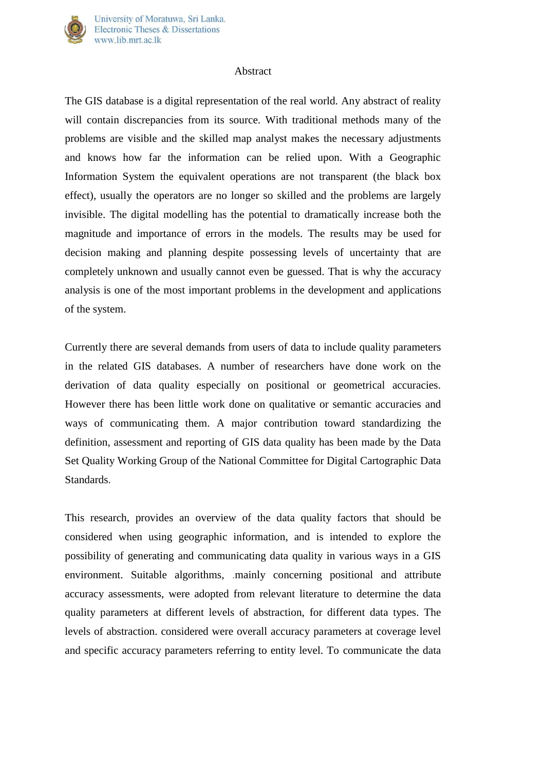# Abstract

The GIS database is a digital representation of the real world. Any abstract of reality will contain discrepancies from its source. With traditional methods many of the problems are visible and the skilled map analyst makes the necessary adjustments and knows how far the information can be relied upon. With a Geographic Information System the equivalent operations are not transparent (the black box effect), usually the operators are no longer so skilled and the problems are largely invisible. The digital modelling has the potential to dramatically increase both the magnitude and importance of errors in the models. The results may be used for decision making and planning despite possessing levels of uncertainty that are completely unknown and usually cannot even be guessed. That is why the accuracy analysis is one of the most important problems in the development and applications of the system.

Currently there are several demands from users of data to include quality parameters in the related GIS databases. A number of researchers have done work on the derivation of data quality especially on positional or geometrical accuracies. However there has been little work done on qualitative or semantic accuracies and ways of communicating them. A major contribution toward standardizing the definition, assessment and reporting of GIS data quality has been made by the Data Set Quality Working Group of the National Committee for Digital Cartographic Data Standards.

This research, provides an overview of the data quality factors that should be considered when using geographic information, and is intended to explore the possibility of generating and communicating data quality in various ways in a GIS environment. Suitable algorithms, .mainly concerning positional and attribute accuracy assessments, were adopted from relevant literature to determine the data quality parameters at different levels of abstraction, for different data types. The levels of abstraction. considered were overall accuracy parameters at coverage level and specific accuracy parameters referring to entity level. To communicate the data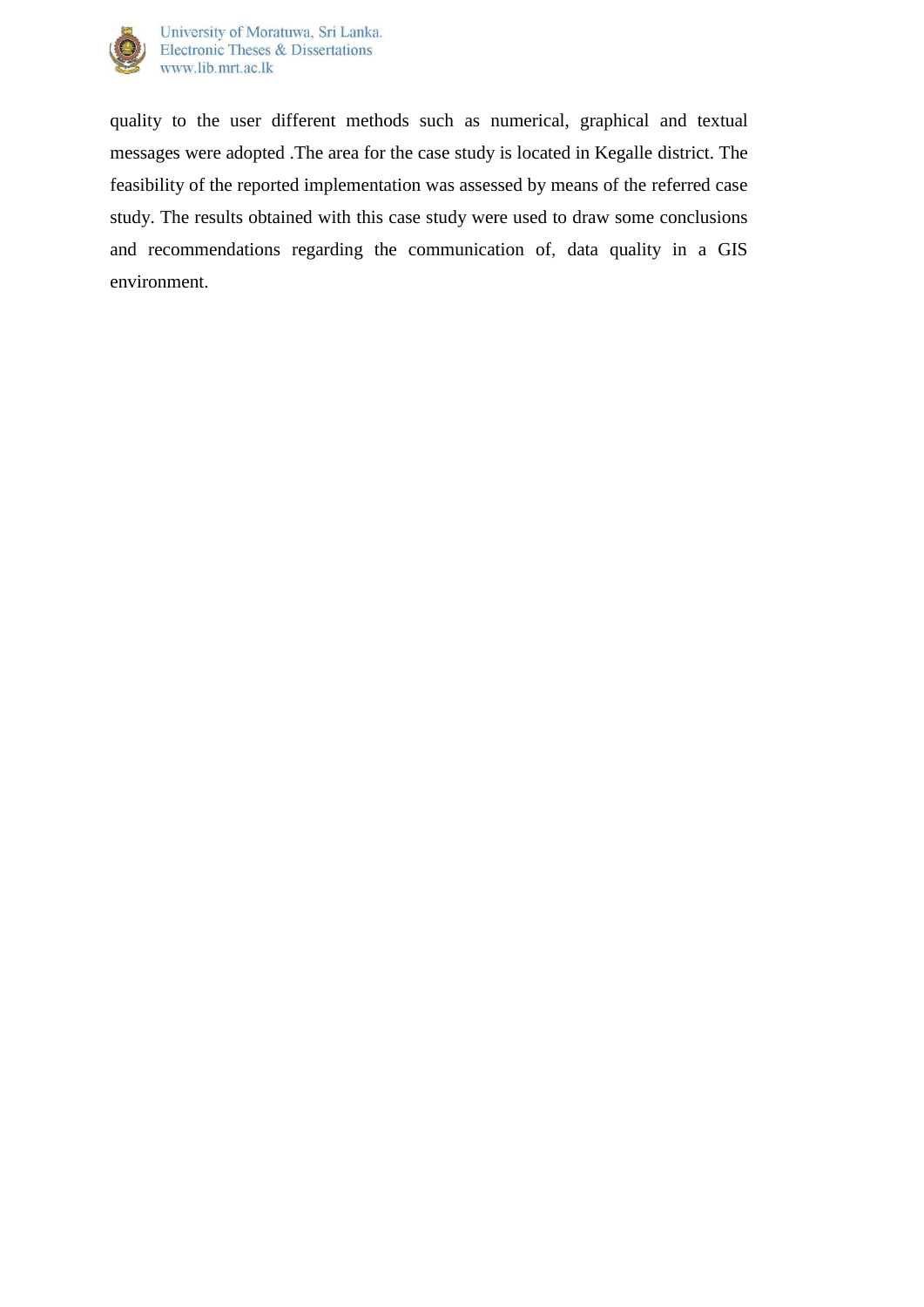quality to the user different methods such as numerical, graphical and textual messages were adopted .The area for the case study is located in Kegalle district. The feasibility of the reported implementation was assessed by means of the referred case study. The results obtained with this case study were used to draw some conclusions and recommendations regarding the communication of, data quality in a GIS environment.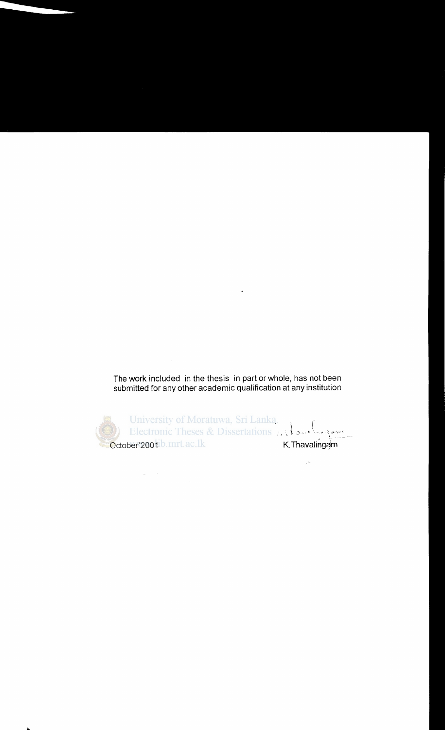The work included in the thesis in part or whole, has not been submitted for any other academic qualification at any institution

October'2001 K.Thavalingam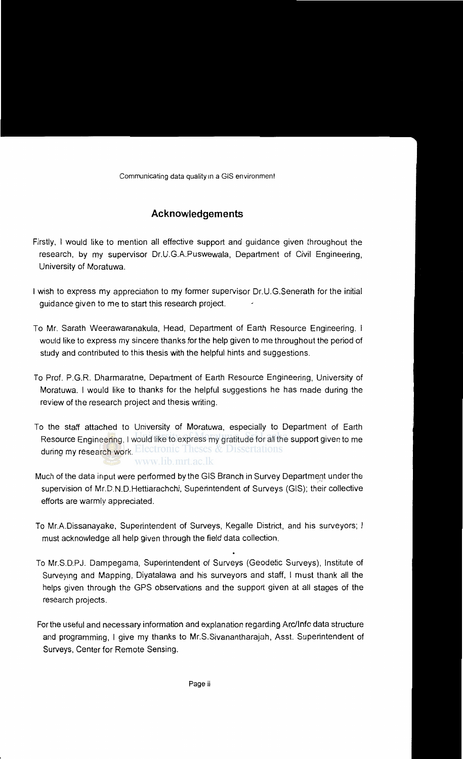## Acknowledgements

Firstly, I would like to mention all effective support and guidance given throughout the research, by my supervisor Dr.U.G.A.Puswewala, Department of Civil Engineering, University of Moratuwa.

I wish to express my appreciation to my former supervisor Dr.U.G.Senerath for the initial guidance given to me to start this research project.

To Mr. Sarath Weerawaranakula, Head, Department of Earth Resource Engineering. I would like to express my sincere thanks for the help given to me throughout the period of study and contributed to this thesis with the helpful hints and suggestions.

To Prof. P.G.R. Dharmaratne, Department of Earth Resource Engineering, University of Moratuwa. I would like to thanks for the helpful suggestions he has made during the review of the research project and thesis writing.

To the staff attached to University of Moratuwa, especially to Department of Earth Resource Engineering, I would like to express my gratitude for all the support given to me during my research work.

Much of the data input were performed by the GIS Branch in Survey Department under the supervision of Mr.D.N.D.Hettiarachchi, Superintendent of Surveys (GIS); their collective efforts are warmly appreciated.

To Mr.A.Dissanayake, Superintendent of Surveys, Kegalle District, and his surveyors; I must acknowledge all help given through the field data collection.

To Mr.S.D.P.J. Dampegama, Superintendent of Surveys (Geodetic Surveys), Institute of Surveying and Mapping, Diyatalawa and his surveyors and staff, I must thank all the helps given through the GPS observations and the support given at all stages of the research projects.

For the useful and necessary information and explanation regarding Arc/Info data structure and programming, I give my thanks to Mr.S.Sivanantharajah, Asst. Superintendent of Surveys, Center for Remote Sensing.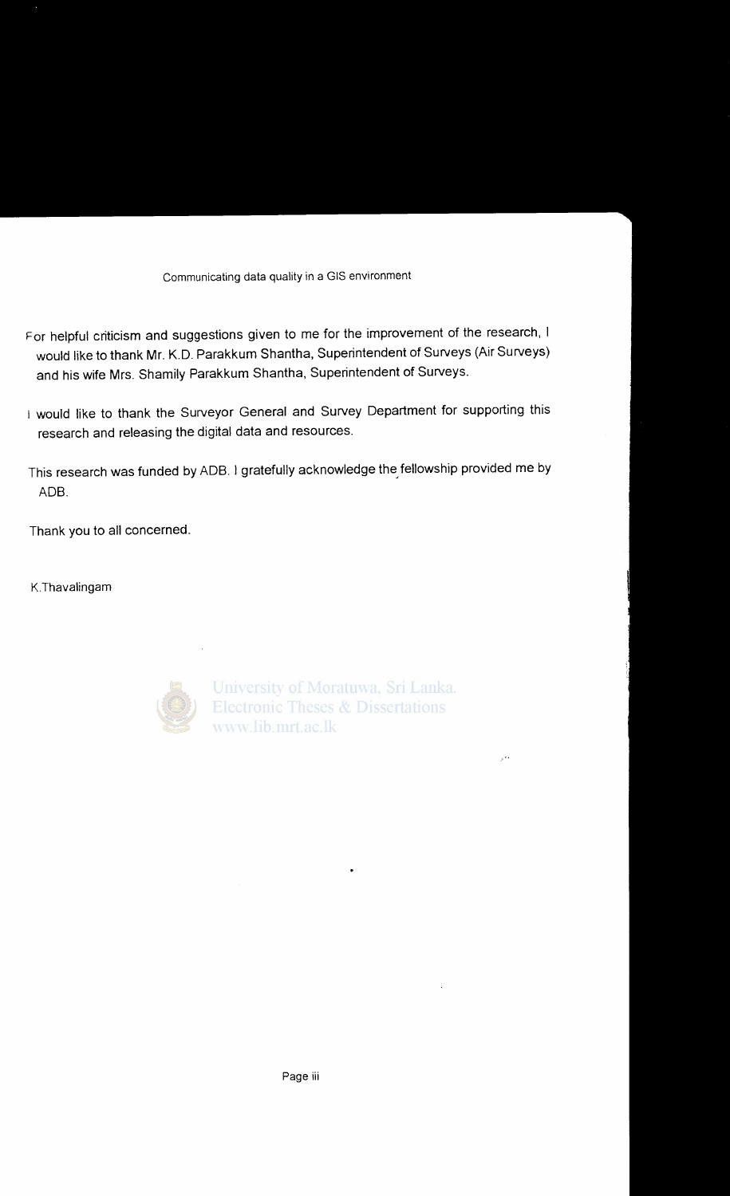For helpful criticism and suggestions given to me for the improvement of the research, I would like to thank Mr. K.D. Parakkum Shantha, Superintendent of Surveys (Air Surveys) and his wife Mrs. Shamily Parakkum Shantha, Superintendent of Surveys.

I would like to thank the Surveyor General and Survey Department for supporting this research and releasing the digital data and resources.

This research was funded by ADB. I gratefully acknowledge the fellowship provided me by ADB.

Thank you to all concerned.

K.Thavalingam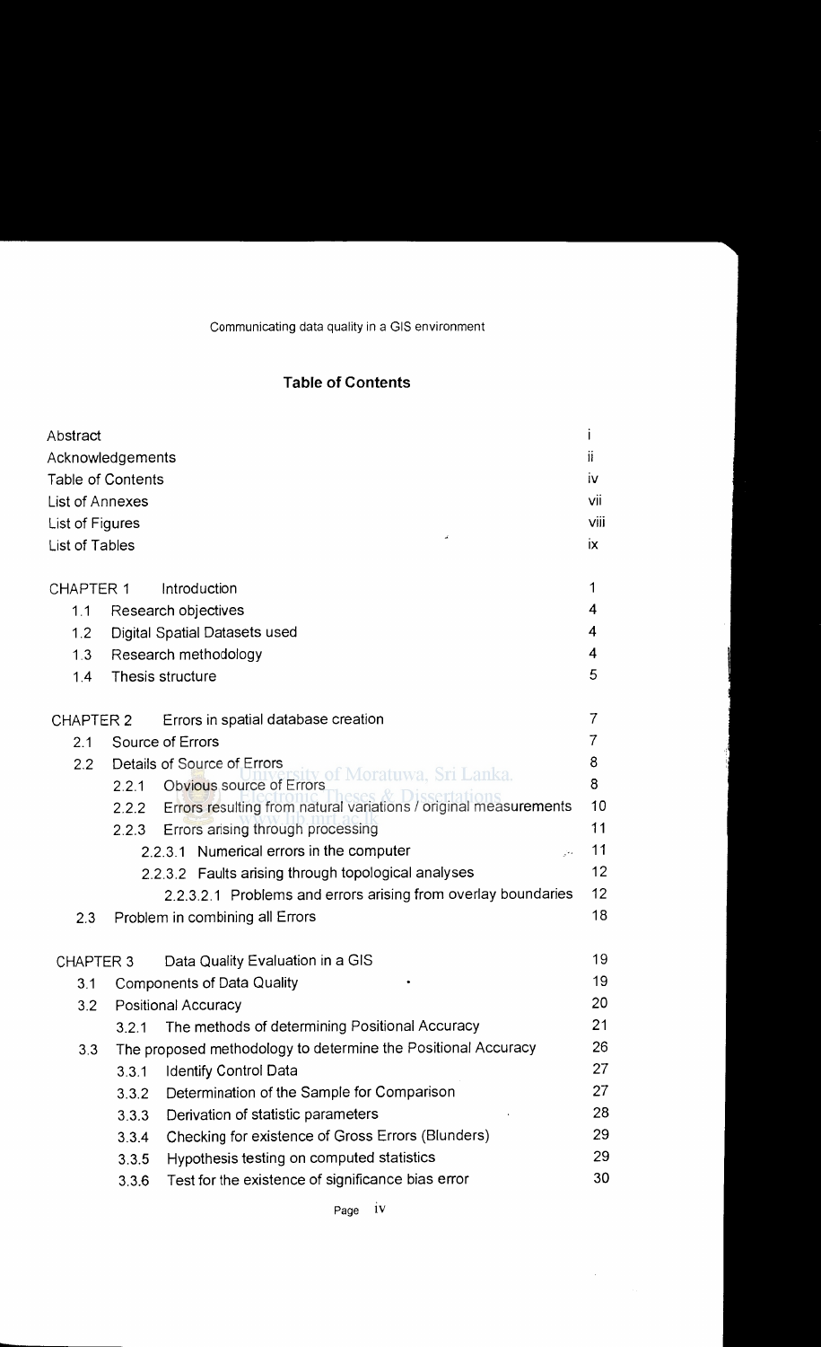## Table of Contents

| | |
|---|---|
| Abstract | i |
| Acknowledgements | ii |
| Table of Contents | iv |
| List of Annexes | vii |
| List of Figures | viii |
| List of Tables | ix |
| | |
| CHAPTER 1 Introduction | 1 |
| 1.1 Research objectives | 4 |
| 1.2 Digital Spatial Datasets used | 4 |
| 1.3 Research methodology | 4 |
| 1.4 Thesis structure | 5 |
| | |
| CHAPTER 2 Errors in spatial database creation | 7 |
| 2.1 Source of Errors | 7 |
| 2.2 Details of Source of Errors | 8 |
| 2.2.1 Obvious source of Errors | 8 |
| 2.2.2 Errors resulting from natural variations / original measurements | 10 |
| 2.2.3 Errors arising through processing | 11 |
| 2.2.3.1 Numerical errors in the computer | 11 |
| 2.2.3.2 Faults arising through topological analyses | 12 |
| 2.2.3.2.1 Problems and errors arising from overlay boundaries | 12 |
| 2.3 Problem in combining all Errors | 18 |
| | |
| CHAPTER 3 Data Quality Evaluation in a GIS | 19 |
| 3.1 Components of Data Quality | 19 |
| 3.2 Positional Accuracy | 20 |
| 3.2.1 The methods of determining Positional Accuracy | 21 |
| 3.3 The proposed methodology to determine the Positional Accuracy | 26 |
| 3.3.1 Identify Control Data | 27 |
| 3.3.2 Determination of the Sample for Comparison | 27 |
| 3.3.3 Derivation of statistic parameters | 28 |
| 3.3.4 Checking for existence of Gross Errors (Blunders) | 29 |
| 3.3.5 Hypothesis testing on computed statistics | 29 |
| 3.3.6 Test for the existence of significance bias error | 30 |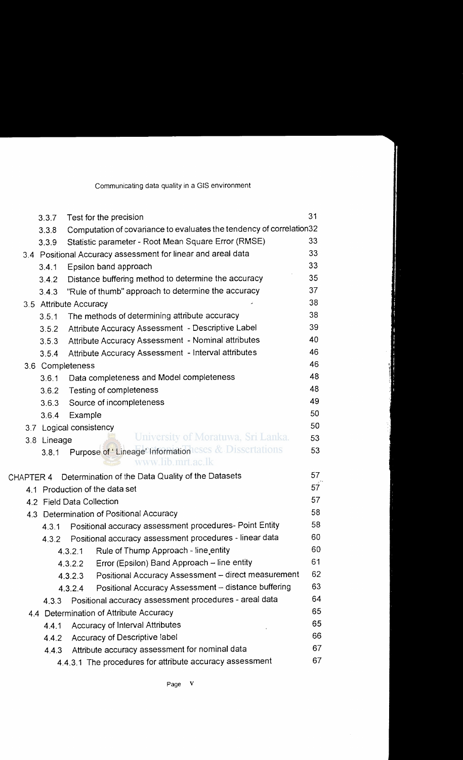| | | |
|---|---|---|
| 3.3.7 | Test for the precision | 31 |
| 3.3.8 | Computation of covariance to evaluates the tendency of correlation | 32 |
| 3.3.9 | Statistic parameter - Root Mean Square Error (RMSE) | 33 |
| 3.4 | Positional Accuracy assessment for linear and areal data | 33 |
| 3.4.1 | Epsilon band approach | 33 |
| 3.4.2 | Distance buffering method to determine the accuracy | 35 |
| 3.4.3 | "Rule of thumb" approach to determine the accuracy | 37 |
| 3.5 | Attribute Accuracy | 38 |
| 3.5.1 | The methods of determining attribute accuracy | 38 |
| 3.5.2 | Attribute Accuracy Assessment - Descriptive Label | 39 |
| 3.5.3 | Attribute Accuracy Assessment - Nominal attributes | 40 |
| 3.5.4 | Attribute Accuracy Assessment - Interval attributes | 46 |
| 3.6 | Completeness | 46 |
| 3.6.1 | Data completeness and Model completeness | 48 |
| 3.6.2 | Testing of completeness | 48 |
| 3.6.3 | Source of incompleteness | 49 |
| 3.6.4 | Example | 50 |
| 3.7 | Logical consistency | 50 |
| 3.8 | Lineage | 53 |
| 3.8.1 | Purpose of 'Lineage' Information | 53 |
| CHAPTER 4 | Determination of the Data Quality of the Datasets | 57 |
| 4.1 | Production of the data set | 57 |
| 4.2 | Field Data Collection | 57 |
| 4.3 | Determination of Positional Accuracy | 58 |
| 4.3.1 | Positional accuracy assessment procedures- Point Entity | 58 |
| 4.3.2 | Positional accuracy assessment procedures - linear data | 60 |
| 4.3.2.1 | Rule of Thump Approach - line entity | 60 |
| 4.3.2.2 | Error (Epsilon) Band Approach – line entity | 61 |
| 4.3.2.3 | Positional Accuracy Assessment – direct measurement | 62 |
| 4.3.2.4 | Positional Accuracy Assessment – distance buffering | 63 |
| 4.3.3 | Positional accuracy assessment procedures - areal data | 64 |
| 4.4 | Determination of Attribute Accuracy | 65 |
| 4.4.1 | Accuracy of Interval Attributes | 65 |
| 4.4.2 | Accuracy of Descriptive label | 66 |
| 4.4.3 | Attribute accuracy assessment for nominal data | 67 |
| 4.4.3.1 | The procedures for attribute accuracy assessment | 67 |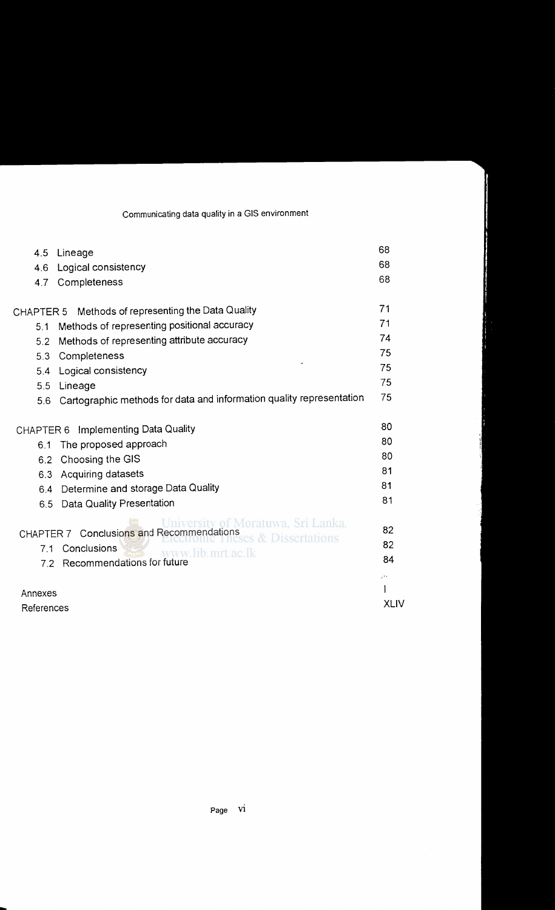| | |
|---|---|
| 4.5 Lineage | 68 |
| 4.6 Logical consistency | 68 |
| 4.7 Completeness | 68 |
| | |
| CHAPTER 5 Methods of representing the Data Quality | 71 |
| 5.1 Methods of representing positional accuracy | 71 |
| 5.2 Methods of representing attribute accuracy | 74 |
| 5.3 Completeness | 75 |
| 5.4 Logical consistency | 75 |
| 5.5 Lineage | 75 |
| 5.6 Cartographic methods for data and information quality representation | 75 |
| | |
| CHAPTER 6 Implementing Data Quality | 80 |
| 6.1 The proposed approach | 80 |
| 6.2 Choosing the GIS | 80 |
| 6.3 Acquiring datasets | 81 |
| 6.4 Determine and storage Data Quality | 81 |
| 6.5 Data Quality Presentation | 81 |
| | |
| CHAPTER 7 Conclusions and Recommendations | 82 |
| 7.1 Conclusions | 82 |
| 7.2 Recommendations for future | 84 |
| | |
| Annexes | I |
| References | XLIV |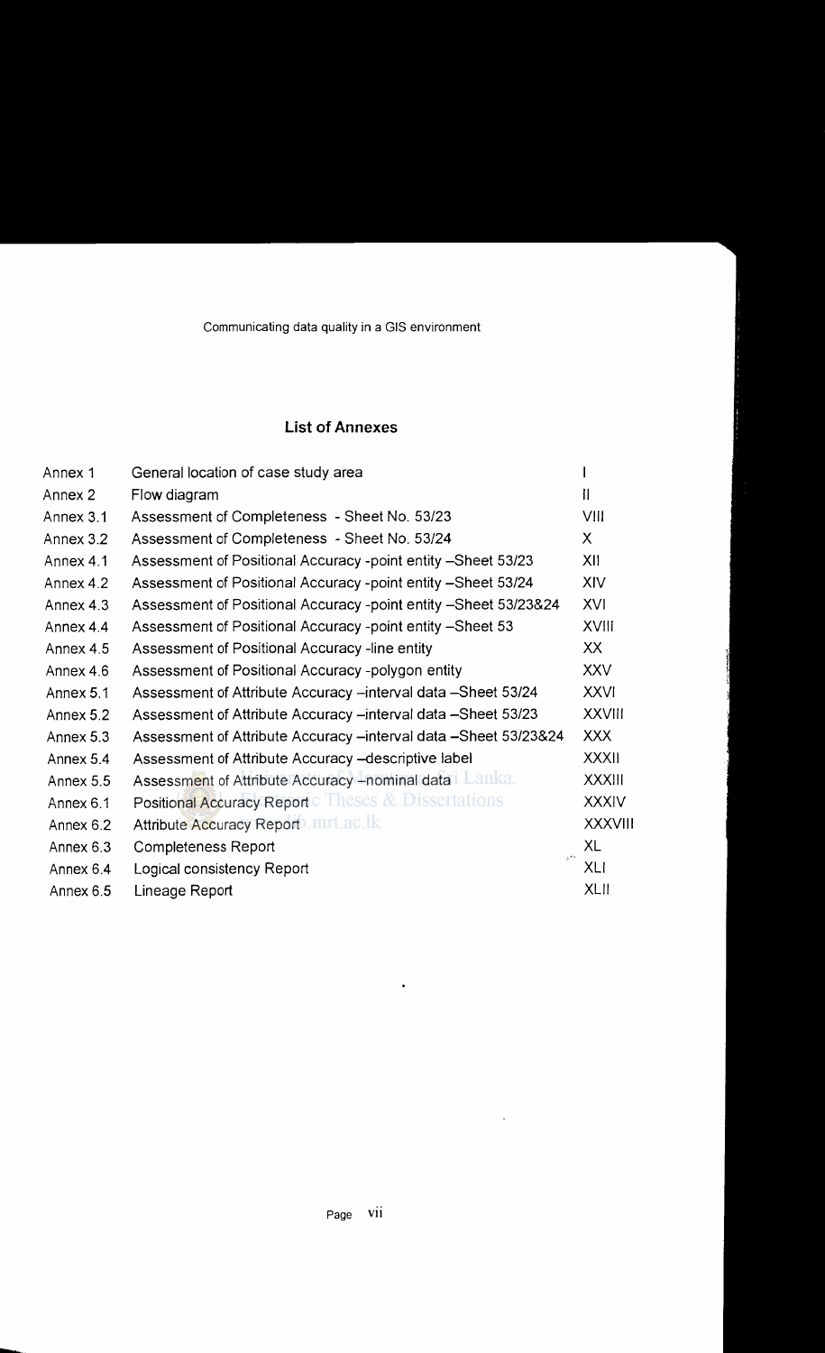## List of Annexes

| | | |
|---|---|---|
| Annex 1 | General location of case study area | I |
| Annex 2 | Flow diagram | II |
| Annex 3.1 | Assessment of Completeness - Sheet No. 53/23 | VIII |
| Annex 3.2 | Assessment of Completeness - Sheet No. 53/24 | X |
| Annex 4.1 | Assessment of Positional Accuracy -point entity –Sheet 53/23 | XII |
| Annex 4.2 | Assessment of Positional Accuracy -point entity –Sheet 53/24 | XIV |
| Annex 4.3 | Assessment of Positional Accuracy -point entity –Sheet 53/23&24 | XVI |
| Annex 4.4 | Assessment of Positional Accuracy -point entity –Sheet 53 | XVIII |
| Annex 4.5 | Assessment of Positional Accuracy -line entity | XX |
| Annex 4.6 | Assessment of Positional Accuracy -polygon entity | XXV |
| Annex 5.1 | Assessment of Attribute Accuracy –interval data –Sheet 53/24 | XXVI |
| Annex 5.2 | Assessment of Attribute Accuracy –interval data –Sheet 53/23 | XXVIII |
| Annex 5.3 | Assessment of Attribute Accuracy –interval data –Sheet 53/23&24 | XXX |
| Annex 5.4 | Assessment of Attribute Accuracy –descriptive label | XXXII |
| Annex 5.5 | Assessment of Attribute Accuracy –nominal data | XXXIII |
| Annex 6.1 | Positional Accuracy Report | XXXIV |
| Annex 6.2 | Attribute Accuracy Report | XXXVIII |
| Annex 6.3 | Completeness Report | XL |
| Annex 6.4 | Logical consistency Report | XLI |
| Annex 6.5 | Lineage Report | XLII |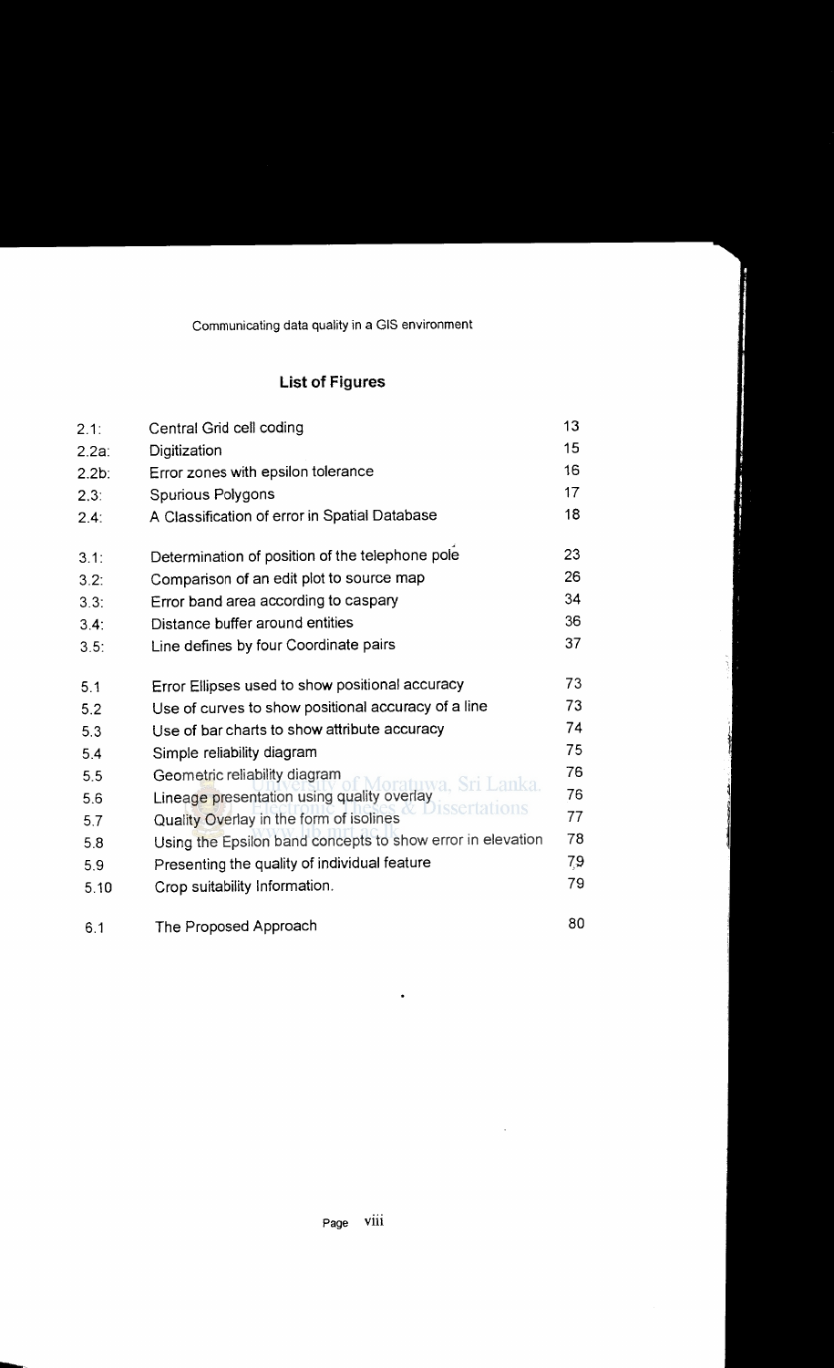## List of Figures

| | | |
|---|---|---|
| 2.1: | Central Grid cell coding | 13 |
| 2.2a: | Digitization | 15 |
| 2.2b: | Error zones with epsilon tolerance | 16 |
| 2.3: | Spurious Polygons | 17 |
| 2.4: | A Classification of error in Spatial Database | 18 |
| 3.1: | Determination of position of the telephone pole | 23 |
| 3.2: | Comparison of an edit plot to source map | 26 |
| 3.3: | Error band area according to caspary | 34 |
| 3.4: | Distance buffer around entities | 36 |
| 3.5: | Line defines by four Coordinate pairs | 37 |
| 5.1 | Error Ellipses used to show positional accuracy | 73 |
| 5.2 | Use of curves to show positional accuracy of a line | 73 |
| 5.3 | Use of bar charts to show attribute accuracy | 74 |
| 5.4 | Simple reliability diagram | 75 |
| 5.5 | Geometric reliability diagram | 76 |
| 5.6 | Lineage presentation using quality overlay | 76 |
| 5.7 | Quality Overlay in the form of isolines | 77 |
| 5.8 | Using the Epsilon band concepts to show error in elevation | 78 |
| 5.9 | Presenting the quality of individual feature | 79 |
| 5.10 | Crop suitability Information. | 79 |
| 6.1 | The Proposed Approach | 80 |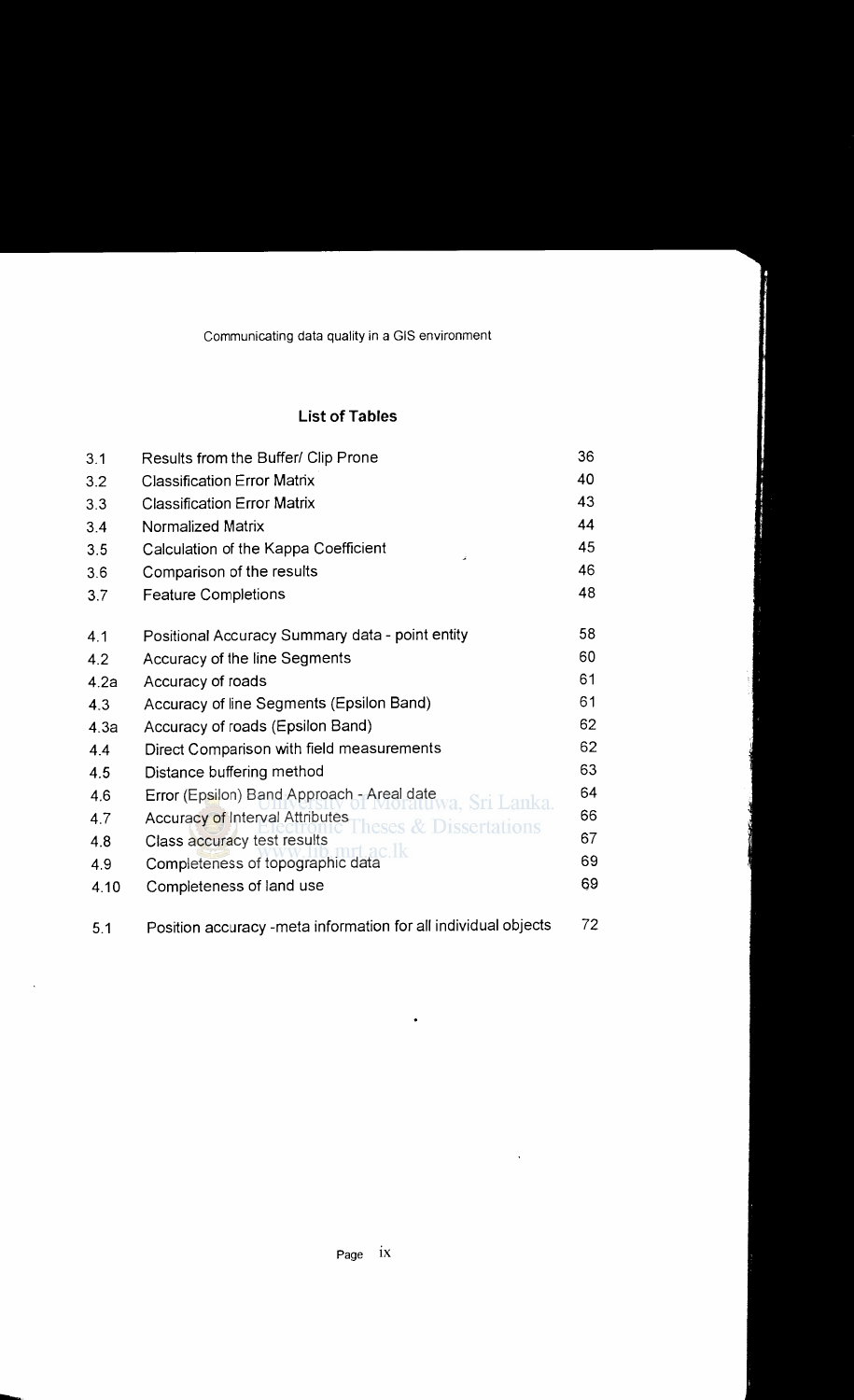## List of Tables

| | | |
|---|---|---|
| 3.1 | Results from the Buffer/ Clip Prone | 36 |
| 3.2 | Classification Error Matrix | 40 |
| 3.3 | Classification Error Matrix | 43 |
| 3.4 | Normalized Matrix | 44 |
| 3.5 | Calculation of the Kappa Coefficient | 45 |
| 3.6 | Comparison of the results | 46 |
| 3.7 | Feature Completions | 48 |
| 4.1 | Positional Accuracy Summary data - point entity | 58 |
| 4.2 | Accuracy of the line Segments | 60 |
| 4.2a | Accuracy of roads | 61 |
| 4.3 | Accuracy of line Segments (Epsilon Band) | 61 |
| 4.3a | Accuracy of roads (Epsilon Band) | 62 |
| 4.4 | Direct Comparison with field measurements | 62 |
| 4.5 | Distance buffering method | 63 |
| 4.6 | Error (Epsilon) Band Approach - Areal date | 64 |
| 4.7 | Accuracy of Interval Attributes | 66 |
| 4.8 | Class accuracy test results | 67 |
| 4.9 | Completeness of topographic data | 69 |
| 4.10 | Completeness of land use | 69 |
| 5.1 | Position accuracy -meta information for all individual objects | 72 |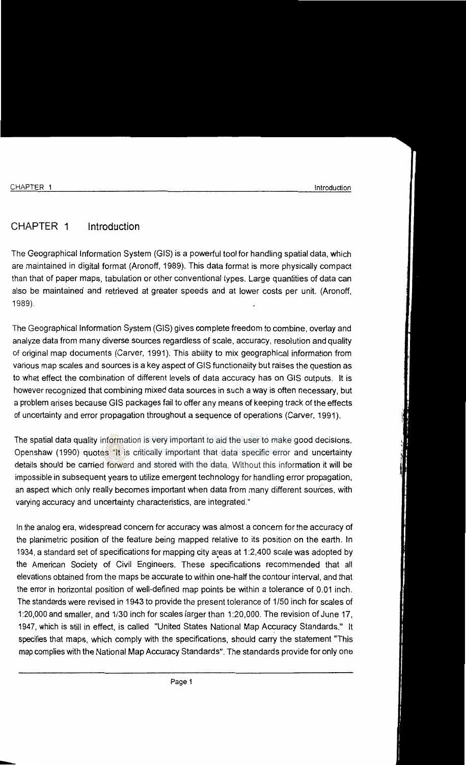# CHAPTER 1 Introduction

The Geographical Information System (GIS) is a powerful tool for handling spatial data, which are maintained in digital format (Aronoff, 1989). This data format is more physically compact than that of paper maps, tabulation or other conventional types. Large quantities of data can also be maintained and retrieved at greater speeds and at lower costs per unit. (Aronoff, 1989).

The Geographical Information System (GIS) gives complete freedom to combine, overlay and analyze data from many diverse sources regardless of scale, accuracy, resolution and quality of original map documents (Carver, 1991). This ability to mix geographical information from various map scales and sources is a key aspect of GIS functionality but raises the question as to what effect the combination of different levels of data accuracy has on GIS outputs. It is however recognized that combining mixed data sources in such a way is often necessary, but a problem arises because GIS packages fail to offer any means of keeping track of the effects of uncertainty and error propagation throughout a sequence of operations (Carver, 1991).

The spatial data quality information is very important to aid the user to make good decisions. Openshaw (1990) quotes "It is critically important that data specific error and uncertainty details should be carried forward and stored with the data. Without this information it will be impossible in subsequent years to utilize emergent technology for handling error propagation, an aspect which only really becomes important when data from many different sources, with varying accuracy and uncertainty characteristics, are integrated."

In the analog era, widespread concern for accuracy was almost a concern for the accuracy of the planimetric position of the feature being mapped relative to its position on the earth. In 1934, a standard set of specifications for mapping city areas at 1:2,400 scale was adopted by the American Society of Civil Engineers. These specifications recommended that all elevations obtained from the maps be accurate to within one-half the contour interval, and that the error in horizontal position of well-defined map points be within a tolerance of 0.01 inch. The standards were revised in 1943 to provide the present tolerance of 1/50 inch for scales of 1:20,000 and smaller, and 1/30 inch for scales larger than 1:20,000. The revision of June 17, 1947, which is still in effect, is called "United States National Map Accuracy Standards." It specifies that maps, which comply with the specifications, should carry the statement "This map complies with the National Map Accuracy Standards". The standards provide for only one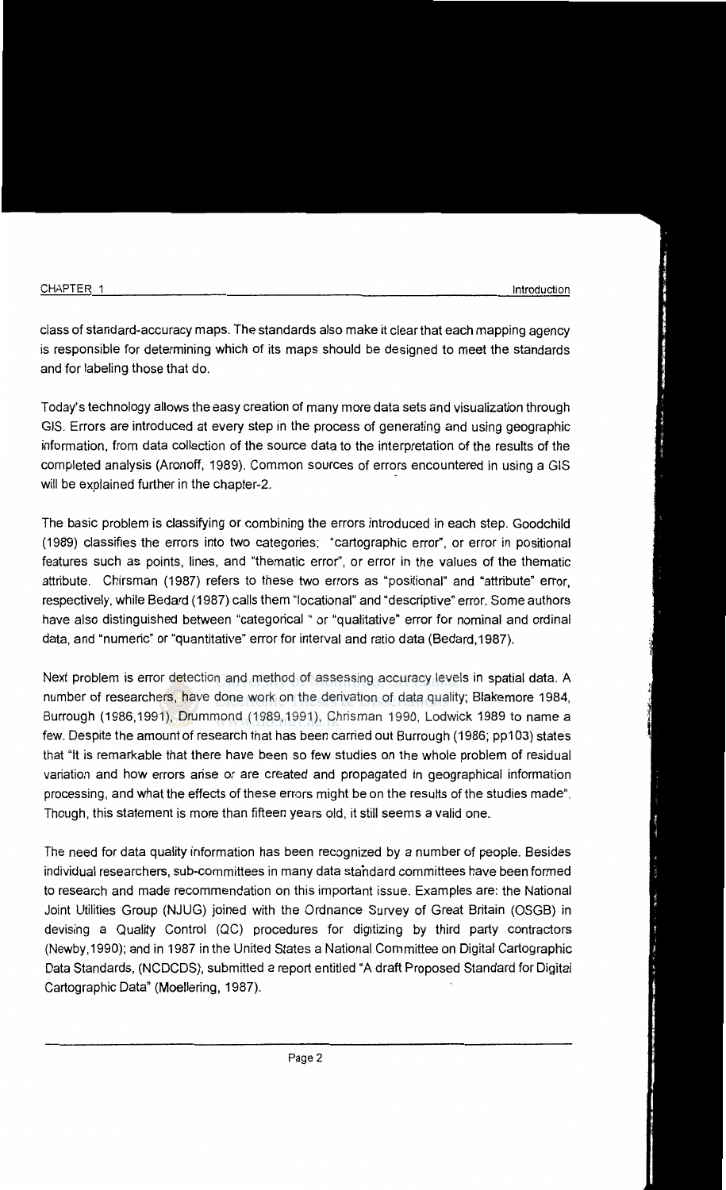class of standard-accuracy maps. The standards also make it clear that each mapping agency is responsible for determining which of its maps should be designed to meet the standards and for labeling those that do.

Today's technology allows the easy creation of many more data sets and visualization through GIS. Errors are introduced at every step in the process of generating and using geographic information, from data collection of the source data to the interpretation of the results of the completed analysis (Aronoff, 1989). Common sources of errors encountered in using a GIS will be explained further in the chapter-2.

The basic problem is classifying or combining the errors introduced in each step. Goodchild (1989) classifies the errors into two categories; "cartographic error", or error in positional features such as points, lines, and "thematic error", or error in the values of the thematic attribute. Chirsman (1987) refers to these two errors as "positional" and "attribute" error, respectively, while Bedard (1987) calls them "locational" and "descriptive" error. Some authors have also distinguished between "categorical " or "qualitative" error for nominal and ordinal data, and "numeric" or "quantitative" error for interval and ratio data (Bedard,1987).

Next problem is error detection and method of assessing accuracy levels in spatial data. A number of researchers, have done work on the derivation of data quality; Blakemore 1984, Burrough (1986,1991), Drummond (1989,1991), Chrisman 1990, Lodwick 1989 to name a few. Despite the amount of research that has been carried out Burrough (1986; pp103) states that "It is remarkable that there have been so few studies on the whole problem of residual variation and how errors arise or are created and propagated in geographical information processing, and what the effects of these errors might be on the results of the studies made". Though, this statement is more than fifteen years old, it still seems a valid one.

The need for data quality information has been recognized by a number of people. Besides individual researchers, sub-committees in many data standard committees have been formed to research and made recommendation on this important issue. Examples are: the National Joint Utilities Group (NJUG) joined with the Ordnance Survey of Great Britain (OSGB) in devising a Quality Control (QC) procedures for digitizing by third party contractors (Newby,1990); and in 1987 in the United States a National Committee on Digital Cartographic Data Standards, (NCDCDS), submitted a report entitled "A draft Proposed Standard for Digital Cartographic Data" (Moellering, 1987).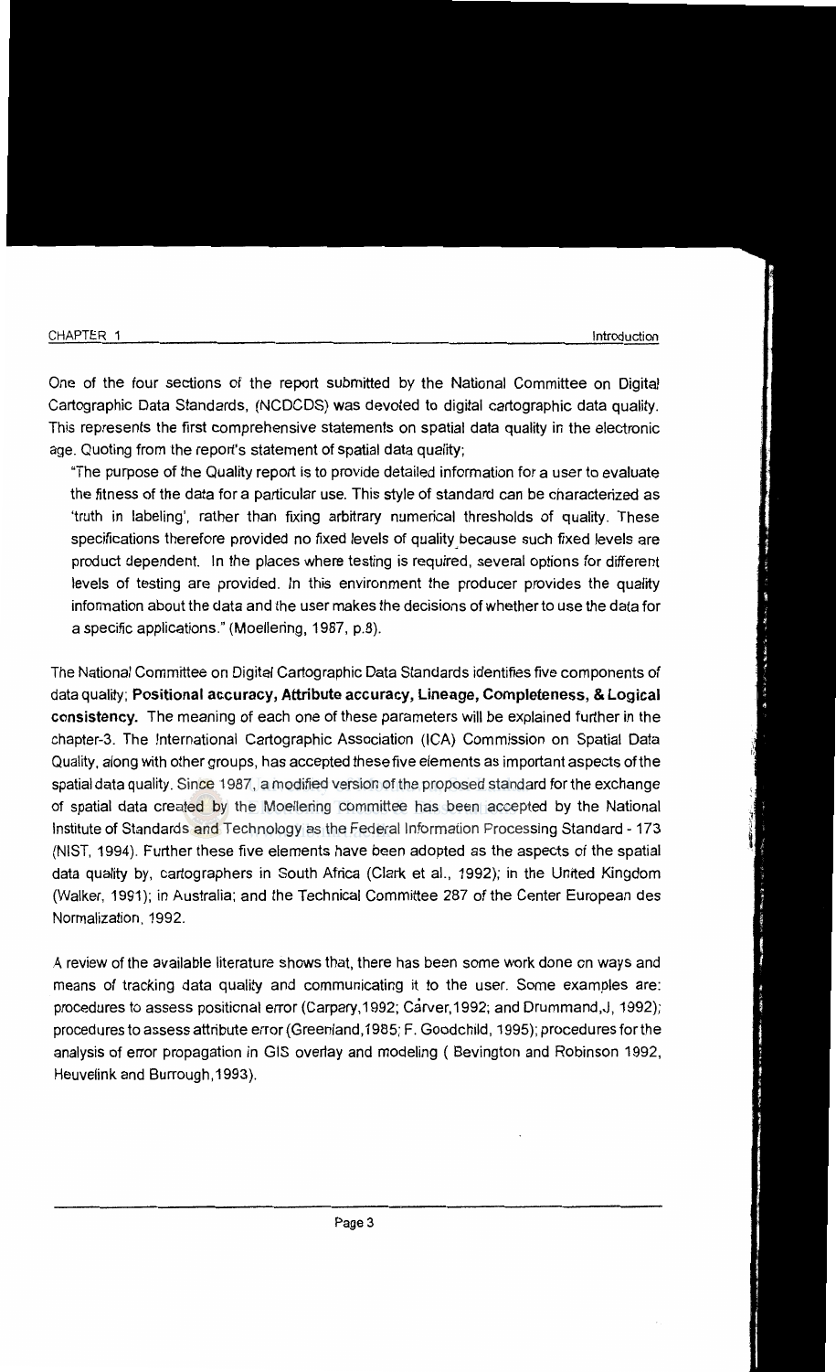One of the four sections of the report submitted by the National Committee on Digital Cartographic Data Standards, (NCDCDS) was devoted to digital cartographic data quality. This represents the first comprehensive statements on spatial data quality in the electronic age. Quoting from the report's statement of spatial data quality;

"The purpose of the Quality report is to provide detailed information for a user to evaluate the fitness of the data for a particular use. This style of standard can be characterized as 'truth in labeling', rather than fixing arbitrary numerical thresholds of quality. These specifications therefore provided no fixed levels of quality because such fixed levels are product dependent. In the places where testing is required, several options for different levels of testing are provided. In this environment the producer provides the quality information about the data and the user makes the decisions of whether to use the data for a specific applications." (Moellering, 1987, p.8).

The National Committee on Digital Cartographic Data Standards identifies five components of data quality; **Positional accuracy, Attribute accuracy, Lineage, Completeness, & Logical consistency.** The meaning of each one of these parameters will be explained further in the chapter-3. The International Cartographic Association (ICA) Commission on Spatial Data Quality, along with other groups, has accepted these five elements as important aspects of the spatial data quality. Since 1987, a modified version of the proposed standard for the exchange of spatial data created by the Moellering committee has been accepted by the National Institute of Standards and Technology as the Federal Information Processing Standard - 173 (NIST, 1994). Further these five elements have been adopted as the aspects of the spatial data quality by, cartographers in South Africa (Clark et al., 1992); in the United Kingdom (Walker, 1991); in Australia; and the Technical Committee 287 of the Center European des Normalization, 1992.

A review of the available literature shows that, there has been some work done on ways and means of tracking data quality and communicating it to the user. Some examples are: procedures to assess positional error (Carpary,1992; Cárver,1992; and Drummand,J, 1992); procedures to assess attribute error (Greenland,1985; F. Goodchild, 1995); procedures for the analysis of error propagation in GIS overlay and modeling ( Bevington and Robinson 1992, Heuvelink and Burrough,1993).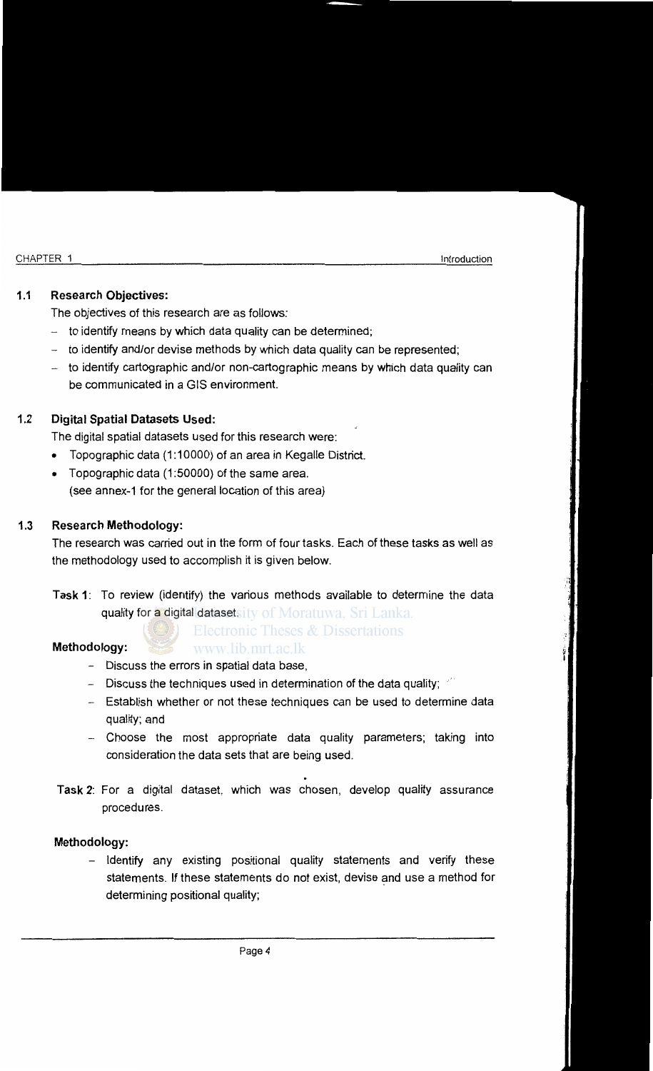## 1.1 Research Objectives:

The objectives of this research are as follows:

- to identify means by which data quality can be determined;
- to identify and/or devise methods by which data quality can be represented;
- to identify cartographic and/or non-cartographic means by which data quality can be communicated in a GIS environment.

## 1.2 Digital Spatial Datasets Used:

The digital spatial datasets used for this research were:

- Topographic data (1:10000) of an area in Kegalle District.
- Topographic data (1:50000) of the same area.
  (see annex-1 for the general location of this area)

## 1.3 Research Methodology:

The research was carried out in the form of four tasks. Each of these tasks as well as the methodology used to accomplish it is given below.

**Task 1**: To review (identify) the various methods available to determine the data quality for a digital dataset.

**Methodology:**

- Discuss the errors in spatial data base,
- Discuss the techniques used in determination of the data quality;
- Establish whether or not these techniques can be used to determine data quality; and
- Choose the most appropriate data quality parameters; taking into consideration the data sets that are being used.

**Task 2**: For a digital dataset, which was chosen, develop quality assurance procedures.

**Methodology:**

- Identify any existing positional quality statements and verify these statements. If these statements do not exist, devise and use a method for determining positional quality;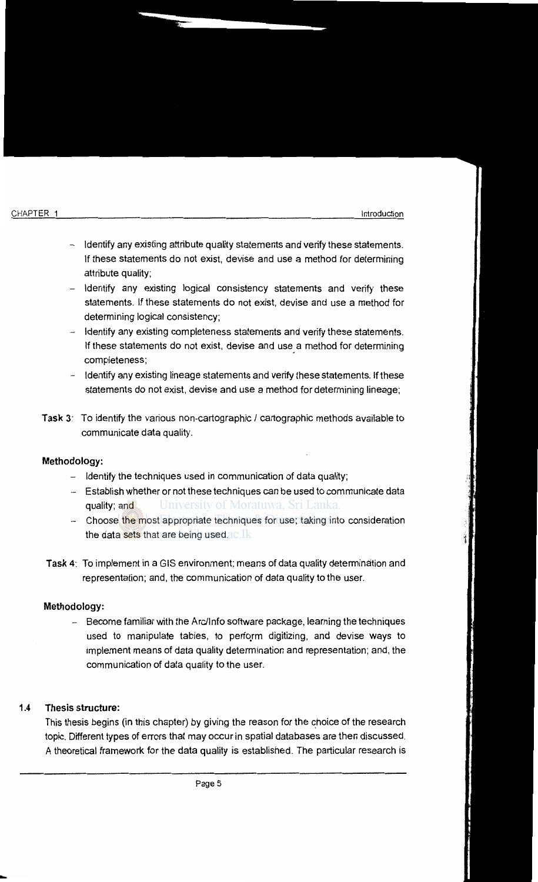- Identify any existing attribute quality statements and verify these statements. If these statements do not exist, devise and use a method for determining attribute quality;
- Identify any existing logical consistency statements and verify these statements. If these statements do not exist, devise and use a method for determining logical consistency;
- Identify any existing completeness statements and verify these statements. If these statements do not exist, devise and use a method for determining completeness;
- Identify any existing lineage statements and verify these statements. If these statements do not exist, devise and use a method for determining lineage;

**Task 3**: To identify the various non-cartographic / cartographic methods available to communicate data quality.

**Methodology:**

- Identify the techniques used in communication of data quality;
- Establish whether or not these techniques can be used to communicate data quality; and
- Choose the most appropriate techniques for use; taking into consideration the data sets that are being used.

**Task 4**: To implement in a GIS environment; means of data quality determination and representation; and, the communication of data quality to the user.

**Methodology:**

- Become familiar with the Arc/Info software package, learning the techniques used to manipulate tables, to perform digitizing, and devise ways to implement means of data quality determination and representation; and, the communication of data quality to the user.

## 1.4 Thesis structure:

This thesis begins (in this chapter) by giving the reason for the choice of the research topic. Different types of errors that may occur in spatial databases are then discussed. A theoretical framework for the data quality is established. The particular research is